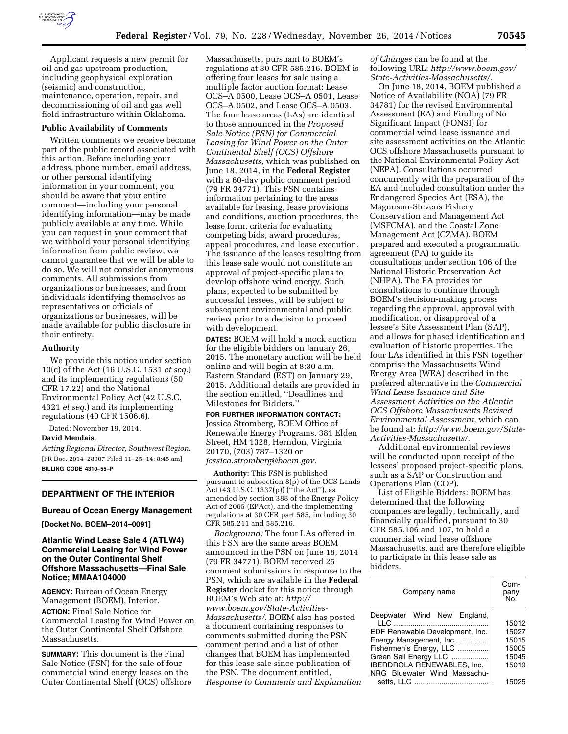Applicant requests a new permit for oil and gas upstream production, including geophysical exploration (seismic) and construction, maintenance, operation, repair, and decommissioning of oil and gas well field infrastructure within Oklahoma.

### Public Availability of Comments

Written comments we receive become part of the public record associated with this action. Before including your address, phone number, email address, or other personal identifying information in your comment, you should be aware that your entire comment—including your personal identifying information—may be made publicly available at any time. While you can request in your comment that we withhold your personal identifying information from public review, we cannot guarantee that we will be able to do so. We will not consider anonymous comments. All submissions from organizations or businesses, and from individuals identifying themselves as representatives or officials of organizations or businesses, will be made available for public disclosure in their entirety.

### Authority

We provide this notice under section 10(c) of the Act (16 U.S.C. 1531 *et seq.*) and its implementing regulations (50 CFR 17.22) and the National Environmental Policy Act (42 U.S.C. 4321 *et seq.*) and its implementing regulations (40 CFR 1506.6).

Dated: November 19, 2014.

**David Mendais,**

*Acting Regional Director, Southwest Region.*

[FR Doc. 2014–28007 Filed 11–25–14; 8:45 am]

**BILLING CODE 4310–55–P**

## DEPARTMENT OF THE INTERIOR

### Bureau of Ocean Energy Management

**[Docket No. BOEM–2014–0091]**

### Atlantic Wind Lease Sale 4 (ATLW4) Commercial Leasing for Wind Power on the Outer Continental Shelf Offshore Massachusetts—Final Sale Notice; MMAA104000

**AGENCY:** Bureau of Ocean Energy Management (BOEM), Interior.

**ACTION:** Final Sale Notice for Commercial Leasing for Wind Power on the Outer Continental Shelf Offshore Massachusetts.

**SUMMARY:** This document is the Final Sale Notice (FSN) for the sale of four commercial wind energy leases on the Outer Continental Shelf (OCS) offshore Massachusetts, pursuant to BOEM's regulations at 30 CFR 585.216. BOEM is offering four leases for sale using a multiple factor auction format: Lease OCS–A 0500, Lease OCS–A 0501, Lease OCS–A 0502, and Lease OCS–A 0503. The four lease areas (LAs) are identical to those announced in the *Proposed Sale Notice (PSN) for Commercial Leasing for Wind Power on the Outer Continental Shelf (OCS) Offshore Massachusetts,* which was published on June 18, 2014, in the **Federal Register** with a 60-day public comment period (79 FR 34771). This FSN contains information pertaining to the areas available for leasing, lease provisions and conditions, auction procedures, the lease form, criteria for evaluating competing bids, award procedures, appeal procedures, and lease execution. The issuance of the leases resulting from this lease sale would not constitute an approval of project-specific plans to develop offshore wind energy. Such plans, expected to be submitted by successful lessees, will be subject to subsequent environmental and public review prior to a decision to proceed with development.

**DATES:** BOEM will hold a mock auction for the eligible bidders on January 26, 2015. The monetary auction will be held online and will begin at 8:30 a.m. Eastern Standard (EST) on January 29, 2015. Additional details are provided in the section entitled, ''Deadlines and Milestones for Bidders.''

**FOR FURTHER INFORMATION CONTACT:** Jessica Stromberg, BOEM Office of Renewable Energy Programs, 381 Elden Street, HM 1328, Herndon, Virginia 20170, (703) 787–1320 or *jessica.stromberg@boem.gov*.

**Authority:** This FSN is published pursuant to subsection 8(p) of the OCS Lands Act (43 U.S.C. 1337(p)) (''the Act''), as amended by section 388 of the Energy Policy Act of 2005 (EPAct), and the implementing regulations at 30 CFR part 585, including 30 CFR 585.211 and 585.216.

*Background:* The four LAs offered in this FSN are the same areas BOEM announced in the PSN on June 18, 2014 (79 FR 34771). BOEM received 25 comment submissions in response to the PSN, which are available in the **Federal Register** docket for this notice through BOEM's Web site at: *http://www.boem.gov/State-Activities-Massachusetts/*. BOEM also has posted a document containing responses to comments submitted during the PSN comment period and a list of other changes that BOEM has implemented for this lease sale since publication of the PSN. The document entitled, *Response to Comments and Explanation of Changes* can be found at the following URL: *http://www.boem.gov/State-Activities-Massachusetts/*.

On June 18, 2014, BOEM published a Notice of Availability (NOA) (79 FR 34781) for the revised Environmental Assessment (EA) and Finding of No Significant Impact (FONSI) for commercial wind lease issuance and site assessment activities on the Atlantic OCS offshore Massachusetts pursuant to the National Environmental Policy Act (NEPA). Consultations occurred concurrently with the preparation of the EA and included consultation under the Endangered Species Act (ESA), the Magnuson-Stevens Fishery Conservation and Management Act (MSFCMA), and the Coastal Zone Management Act (CZMA). BOEM prepared and executed a programmatic agreement (PA) to guide its consultations under section 106 of the National Historic Preservation Act (NHPA). The PA provides for consultations to continue through BOEM's decision-making process regarding the approval, approval with modification, or disapproval of a lessee's Site Assessment Plan (SAP), and allows for phased identification and evaluation of historic properties. The four LAs identified in this FSN together comprise the Massachusetts Wind Energy Area (WEA) described in the preferred alternative in the *Commercial Wind Lease Issuance and Site Assessment Activities on the Atlantic OCS Offshore Massachusetts Revised Environmental Assessment,* which can be found at: *http://www.boem.gov/State-Activities-Massachusetts/.*

Additional environmental reviews will be conducted upon receipt of the lessees' proposed project-specific plans, such as a SAP or Construction and Operations Plan (COP).

List of Eligible Bidders: BOEM has determined that the following companies are legally, technically, and financially qualified, pursuant to 30 CFR 585.106 and 107, to hold a commercial wind lease offshore Massachusetts, and are therefore eligible to participate in this lease sale as bidders.

| Company name | Company No. |
|---|---|
| Deepwater Wind New England, LLC | 15012 |
| EDF Renewable Development, Inc. | 15027 |
| Energy Management, Inc. | 15015 |
| Fishermen's Energy, LLC | 15005 |
| Green Sail Energy LLC | 15045 |
| IBERDROLA RENEWABLES, Inc. | 15019 |
| NRG Bluewater Wind Massachusetts, LLC | 15025 |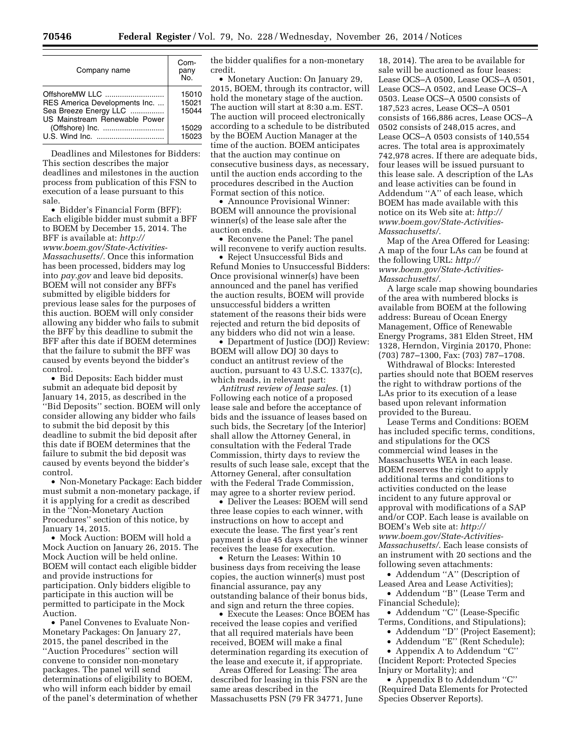| Company name | Company No. |
|---|---|
| OffshoreMW LLC | 15010 |
| RES America Developments Inc. | 15021 |
| Sea Breeze Energy LLC | 15044 |
| US Mainstream Renewable Power (Offshore) Inc. | 15029 |
| U.S. Wind Inc. | 15023 |

Deadlines and Milestones for Bidders: This section describes the major deadlines and milestones in the auction process from publication of this FSN to execution of a lease pursuant to this sale.

- Bidder's Financial Form (BFF): Each eligible bidder must submit a BFF to BOEM by December 15, 2014. The BFF is available at: *http://www.boem.gov/State-Activities-Massachusetts/*. Once this information has been processed, bidders may log into *pay.gov* and leave bid deposits. BOEM will not consider any BFFs submitted by eligible bidders for previous lease sales for the purposes of this auction. BOEM will only consider allowing any bidder who fails to submit the BFF by this deadline to submit the BFF after this date if BOEM determines that the failure to submit the BFF was caused by events beyond the bidder's control.
- Bid Deposits: Each bidder must submit an adequate bid deposit by January 14, 2015, as described in the "Bid Deposits" section. BOEM will only consider allowing any bidder who fails to submit the bid deposit by this deadline to submit the bid deposit after this date if BOEM determines that the failure to submit the bid deposit was caused by events beyond the bidder's control.
- Non-Monetary Package: Each bidder must submit a non-monetary package, if it is applying for a credit as described in the "Non-Monetary Auction Procedures" section of this notice, by January 14, 2015.
- Mock Auction: BOEM will hold a Mock Auction on January 26, 2015. The Mock Auction will be held online. BOEM will contact each eligible bidder and provide instructions for participation. Only bidders eligible to participate in this auction will be permitted to participate in the Mock Auction.
- Panel Convenes to Evaluate Non-Monetary Packages: On January 27, 2015, the panel described in the "Auction Procedures" section will convene to consider non-monetary packages. The panel will send determinations of eligibility to BOEM, who will inform each bidder by email of the panel's determination of whether the bidder qualifies for a non-monetary credit.
- Monetary Auction: On January 29, 2015, BOEM, through its contractor, will hold the monetary stage of the auction. The auction will start at 8:30 a.m. EST. The auction will proceed electronically according to a schedule to be distributed by the BOEM Auction Manager at the time of the auction. BOEM anticipates that the auction may continue on consecutive business days, as necessary, until the auction ends according to the procedures described in the Auction Format section of this notice.
- Announce Provisional Winner: BOEM will announce the provisional winner(s) of the lease sale after the auction ends.
- Reconvene the Panel: The panel will reconvene to verify auction results.
- Reject Unsuccessful Bids and Refund Monies to Unsuccessful Bidders: Once provisional winner(s) have been announced and the panel has verified the auction results, BOEM will provide unsuccessful bidders a written statement of the reasons their bids were rejected and return the bid deposits of any bidders who did not win a lease.
- Department of Justice (DOJ) Review: BOEM will allow DOJ 30 days to conduct an antitrust review of the auction, pursuant to 43 U.S.C. 1337(c), which reads, in relevant part:

*Antitrust review of lease sales.* (1) Following each notice of a proposed lease sale and before the acceptance of bids and the issuance of leases based on such bids, the Secretary [of the Interior] shall allow the Attorney General, in consultation with the Federal Trade Commission, thirty days to review the results of such lease sale, except that the Attorney General, after consultation with the Federal Trade Commission, may agree to a shorter review period.

- Deliver the Leases: BOEM will send three lease copies to each winner, with instructions on how to accept and execute the lease. The first year's rent payment is due 45 days after the winner receives the lease for execution.
- Return the Leases: Within 10 business days from receiving the lease copies, the auction winner(s) must post financial assurance, pay any outstanding balance of their bonus bids, and sign and return the three copies.
- Execute the Leases: Once BOEM has received the lease copies and verified that all required materials have been received, BOEM will make a final determination regarding its execution of the lease and execute it, if appropriate.

Areas Offered for Leasing: The area described for leasing in this FSN are the same areas described in the Massachusetts PSN (79 FR 34771, June 18, 2014). The area to be available for sale will be auctioned as four leases: Lease OCS–A 0500, Lease OCS–A 0501, Lease OCS–A 0502, and Lease OCS–A 0503. Lease OCS–A 0500 consists of 187,523 acres, Lease OCS–A 0501 consists of 166,886 acres, Lease OCS–A 0502 consists of 248,015 acres, and Lease OCS–A 0503 consists of 140,554 acres. The total area is approximately 742,978 acres. If there are adequate bids, four leases will be issued pursuant to this lease sale. A description of the LAs and lease activities can be found in Addendum "A" of each lease, which BOEM has made available with this notice on its Web site at: *http://www.boem.gov/State-Activities-Massachusetts/*.

Map of the Area Offered for Leasing: A map of the four LAs can be found at the following URL: *http://www.boem.gov/State-Activities-Massachusetts/*.

A large scale map showing boundaries of the area with numbered blocks is available from BOEM at the following address: Bureau of Ocean Energy Management, Office of Renewable Energy Programs, 381 Elden Street, HM 1328, Herndon, Virginia 20170, Phone: (703) 787–1300, Fax: (703) 787–1708.

Withdrawal of Blocks: Interested parties should note that BOEM reserves the right to withdraw portions of the LAs prior to its execution of a lease based upon relevant information provided to the Bureau.

Lease Terms and Conditions: BOEM has included specific terms, conditions, and stipulations for the OCS commercial wind leases in the Massachusetts WEA in each lease. BOEM reserves the right to apply additional terms and conditions to activities conducted on the lease incident to any future approval or approval with modifications of a SAP and/or COP. Each lease is available on BOEM's Web site at: *http://www.boem.gov/State-Activities-Massachusetts/*. Each lease consists of an instrument with 20 sections and the following seven attachments:

- Addendum "A" (Description of Leased Area and Lease Activities);
- Addendum "B" (Lease Term and Financial Schedule);
- Addendum "C" (Lease-Specific Terms, Conditions, and Stipulations);
- Addendum "D" (Project Easement);
- Addendum "E" (Rent Schedule);
- Appendix A to Addendum "C" (Incident Report: Protected Species Injury or Mortality); and
- Appendix B to Addendum "C" (Required Data Elements for Protected Species Observer Reports).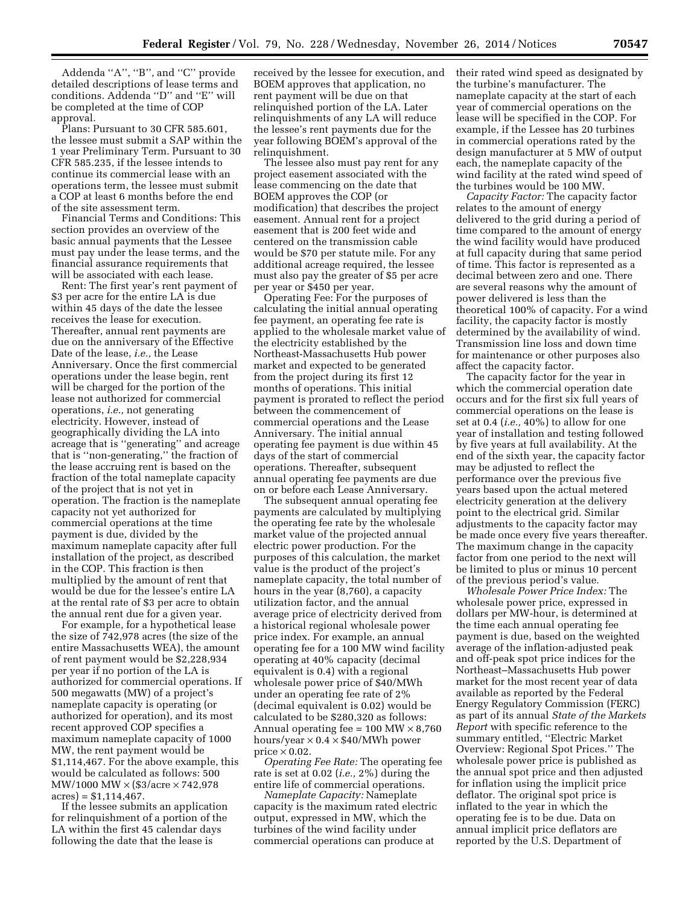Addenda ''A'', ''B'', and ''C'' provide detailed descriptions of lease terms and conditions. Addenda ''D'' and ''E'' will be completed at the time of COP approval.

Plans: Pursuant to 30 CFR 585.601, the lessee must submit a SAP within the 1 year Preliminary Term. Pursuant to 30 CFR 585.235, if the lessee intends to continue its commercial lease with an operations term, the lessee must submit a COP at least 6 months before the end of the site assessment term.

Financial Terms and Conditions: This section provides an overview of the basic annual payments that the Lessee must pay under the lease terms, and the financial assurance requirements that will be associated with each lease.

Rent: The first year's rent payment of $3 per acre for the entire LA is due within 45 days of the date the lessee receives the lease for execution. Thereafter, annual rent payments are due on the anniversary of the Effective Date of the lease, *i.e.,* the Lease Anniversary. Once the first commercial operations under the lease begin, rent will be charged for the portion of the lease not authorized for commercial operations, *i.e.,* not generating electricity. However, instead of geographically dividing the LA into acreage that is ''generating'' and acreage that is ''non-generating,'' the fraction of the lease accruing rent is based on the fraction of the total nameplate capacity of the project that is not yet in operation. The fraction is the nameplate capacity not yet authorized for commercial operations at the time payment is due, divided by the maximum nameplate capacity after full installation of the project, as described in the COP. This fraction is then multiplied by the amount of rent that would be due for the lessee's entire LA at the rental rate of $3 per acre to obtain the annual rent due for a given year.

For example, for a hypothetical lease the size of 742,978 acres (the size of the entire Massachusetts WEA), the amount of rent payment would be $2,228,934 per year if no portion of the LA is authorized for commercial operations. If 500 megawatts (MW) of a project's nameplate capacity is operating (or authorized for operation), and its most recent approved COP specifies a maximum nameplate capacity of 1000 MW, the rent payment would be $1,114,467. For the above example, this would be calculated as follows: 500 MW/1000 MW × ($3/acre × 742,978 acres) = $1,114,467.

If the lessee submits an application for relinquishment of a portion of the LA within the first 45 calendar days following the date that the lease is received by the lessee for execution, and BOEM approves that application, no rent payment will be due on that relinquished portion of the LA. Later relinquishments of any LA will reduce the lessee's rent payments due for the year following BOEM's approval of the relinquishment.

The lessee also must pay rent for any project easement associated with the lease commencing on the date that BOEM approves the COP (or modification) that describes the project easement. Annual rent for a project easement that is 200 feet wide and centered on the transmission cable would be $70 per statute mile. For any additional acreage required, the lessee must also pay the greater of $5 per acre per year or $450 per year.

Operating Fee: For the purposes of calculating the initial annual operating fee payment, an operating fee rate is applied to the wholesale market value of the electricity established by the Northeast-Massachusetts Hub power market and expected to be generated from the project during its first 12 months of operations. This initial payment is prorated to reflect the period between the commencement of commercial operations and the Lease Anniversary. The initial annual operating fee payment is due within 45 days of the start of commercial operations. Thereafter, subsequent annual operating fee payments are due on or before each Lease Anniversary.

The subsequent annual operating fee payments are calculated by multiplying the operating fee rate by the wholesale market value of the projected annual electric power production. For the purposes of this calculation, the market value is the product of the project's nameplate capacity, the total number of hours in the year (8,760), a capacity utilization factor, and the annual average price of electricity derived from a historical regional wholesale power price index. For example, an annual operating fee for a 100 MW wind facility operating at 40% capacity (decimal equivalent is 0.4) with a regional wholesale power price of $40/MWh under an operating fee rate of 2% (decimal equivalent is 0.02) would be calculated to be $280,320 as follows: Annual operating fee = 100 MW × 8,760 hours/year × 0.4 × $40/MWh power price × 0.02.

*Operating Fee Rate:* The operating fee rate is set at 0.02 (*i.e.,* 2%) during the entire life of commercial operations.

*Nameplate Capacity:* Nameplate capacity is the maximum rated electric output, expressed in MW, which the turbines of the wind facility under commercial operations can produce at their rated wind speed as designated by the turbine's manufacturer. The nameplate capacity at the start of each year of commercial operations on the lease will be specified in the COP. For example, if the Lessee has 20 turbines in commercial operations rated by the design manufacturer at 5 MW of output each, the nameplate capacity of the wind facility at the rated wind speed of the turbines would be 100 MW.

*Capacity Factor:* The capacity factor relates to the amount of energy delivered to the grid during a period of time compared to the amount of energy the wind facility would have produced at full capacity during that same period of time. This factor is represented as a decimal between zero and one. There are several reasons why the amount of power delivered is less than the theoretical 100% of capacity. For a wind facility, the capacity factor is mostly determined by the availability of wind. Transmission line loss and down time for maintenance or other purposes also affect the capacity factor.

The capacity factor for the year in which the commercial operation date occurs and for the first six full years of commercial operations on the lease is set at 0.4 (*i.e.,* 40%) to allow for one year of installation and testing followed by five years at full availability. At the end of the sixth year, the capacity factor may be adjusted to reflect the performance over the previous five years based upon the actual metered electricity generation at the delivery point to the electrical grid. Similar adjustments to the capacity factor may be made once every five years thereafter. The maximum change in the capacity factor from one period to the next will be limited to plus or minus 10 percent of the previous period's value.

*Wholesale Power Price Index:* The wholesale power price, expressed in dollars per MW-hour, is determined at the time each annual operating fee payment is due, based on the weighted average of the inflation-adjusted peak and off-peak spot price indices for the Northeast–Massachusetts Hub power market for the most recent year of data available as reported by the Federal Energy Regulatory Commission (FERC) as part of its annual *State of the Markets Report* with specific reference to the summary entitled, ''Electric Market Overview: Regional Spot Prices.'' The wholesale power price is published as the annual spot price and then adjusted for inflation using the implicit price deflator. The original spot price is inflated to the year in which the operating fee is to be due. Data on annual implicit price deflators are reported by the U.S. Department of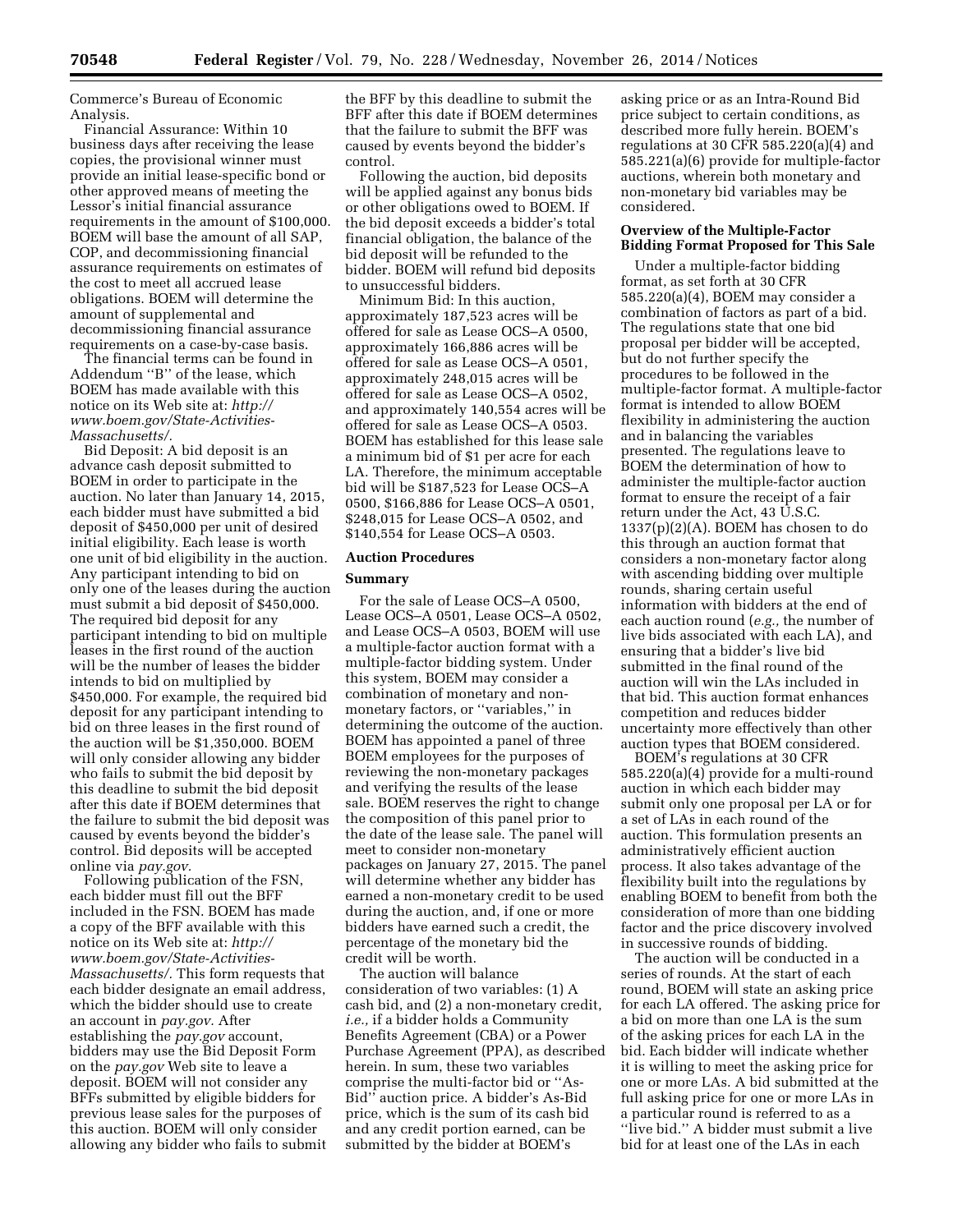Commerce's Bureau of Economic Analysis.

Financial Assurance: Within 10 business days after receiving the lease copies, the provisional winner must provide an initial lease-specific bond or other approved means of meeting the Lessor's initial financial assurance requirements in the amount of $100,000. BOEM will base the amount of all SAP, COP, and decommissioning financial assurance requirements on estimates of the cost to meet all accrued lease obligations. BOEM will determine the amount of supplemental and decommissioning financial assurance requirements on a case-by-case basis.

The financial terms can be found in Addendum "B" of the lease, which BOEM has made available with this notice on its Web site at: *http://www.boem.gov/State-Activities-Massachusetts/.*

Bid Deposit: A bid deposit is an advance cash deposit submitted to BOEM in order to participate in the auction. No later than January 14, 2015, each bidder must have submitted a bid deposit of $450,000 per unit of desired initial eligibility. Each lease is worth one unit of bid eligibility in the auction. Any participant intending to bid on only one of the leases during the auction must submit a bid deposit of $450,000. The required bid deposit for any participant intending to bid on multiple leases in the first round of the auction will be the number of leases the bidder intends to bid on multiplied by $450,000. For example, the required bid deposit for any participant intending to bid on three leases in the first round of the auction will be $1,350,000. BOEM will only consider allowing any bidder who fails to submit the bid deposit by this deadline to submit the bid deposit after this date if BOEM determines that the failure to submit the bid deposit was caused by events beyond the bidder's control. Bid deposits will be accepted online via *pay.gov.*

Following publication of the FSN, each bidder must fill out the BFF included in the FSN. BOEM has made a copy of the BFF available with this notice on its Web site at: *http://www.boem.gov/State-Activities-Massachusetts/.* This form requests that each bidder designate an email address, which the bidder should use to create an account in *pay.gov.* After establishing the *pay.gov* account, bidders may use the Bid Deposit Form on the *pay.gov* Web site to leave a deposit. BOEM will not consider any BFFs submitted by eligible bidders for previous lease sales for the purposes of this auction. BOEM will only consider allowing any bidder who fails to submit the BFF by this deadline to submit the BFF after this date if BOEM determines that the failure to submit the BFF was caused by events beyond the bidder's control.

Following the auction, bid deposits will be applied against any bonus bids or other obligations owed to BOEM. If the bid deposit exceeds a bidder's total financial obligation, the balance of the bid deposit will be refunded to the bidder. BOEM will refund bid deposits to unsuccessful bidders.

Minimum Bid: In this auction, approximately 187,523 acres will be offered for sale as Lease OCS–A 0500, approximately 166,886 acres will be offered for sale as Lease OCS–A 0501, approximately 248,015 acres will be offered for sale as Lease OCS–A 0502, and approximately 140,554 acres will be offered for sale as Lease OCS–A 0503. BOEM has established for this lease sale a minimum bid of $1 per acre for each LA. Therefore, the minimum acceptable bid will be $187,523 for Lease OCS–A 0500, $166,886 for Lease OCS–A 0501, $248,015 for Lease OCS–A 0502, and $140,554 for Lease OCS–A 0503.

## Auction Procedures

### Summary

For the sale of Lease OCS–A 0500, Lease OCS–A 0501, Lease OCS–A 0502, and Lease OCS–A 0503, BOEM will use a multiple-factor auction format with a multiple-factor bidding system. Under this system, BOEM may consider a combination of monetary and non-monetary factors, or "variables," in determining the outcome of the auction. BOEM has appointed a panel of three BOEM employees for the purposes of reviewing the non-monetary packages and verifying the results of the lease sale. BOEM reserves the right to change the composition of this panel prior to the date of the lease sale. The panel will meet to consider non-monetary packages on January 27, 2015. The panel will determine whether any bidder has earned a non-monetary credit to be used during the auction, and, if one or more bidders have earned such a credit, the percentage of the monetary bid the credit will be worth.

The auction will balance consideration of two variables: (1) A cash bid, and (2) a non-monetary credit, *i.e.,* if a bidder holds a Community Benefits Agreement (CBA) or a Power Purchase Agreement (PPA), as described herein. In sum, these two variables comprise the multi-factor bid or "As-Bid" auction price. A bidder's As-Bid price, which is the sum of its cash bid and any credit portion earned, can be submitted by the bidder at BOEM's asking price or as an Intra-Round Bid price subject to certain conditions, as described more fully herein. BOEM's regulations at 30 CFR 585.220(a)(4) and 585.221(a)(6) provide for multiple-factor auctions, wherein both monetary and non-monetary bid variables may be considered.

### Overview of the Multiple-Factor Bidding Format Proposed for This Sale

Under a multiple-factor bidding format, as set forth at 30 CFR 585.220(a)(4), BOEM may consider a combination of factors as part of a bid. The regulations state that one bid proposal per bidder will be accepted, but do not further specify the procedures to be followed in the multiple-factor format. A multiple-factor format is intended to allow BOEM flexibility in administering the auction and in balancing the variables presented. The regulations leave to BOEM the determination of how to administer the multiple-factor auction format to ensure the receipt of a fair return under the Act, 43 U.S.C. 1337(p)(2)(A). BOEM has chosen to do this through an auction format that considers a non-monetary factor along with ascending bidding over multiple rounds, sharing certain useful information with bidders at the end of each auction round (*e.g.,* the number of live bids associated with each LA), and ensuring that a bidder's live bid submitted in the final round of the auction will win the LAs included in that bid. This auction format enhances competition and reduces bidder uncertainty more effectively than other auction types that BOEM considered.

BOEM's regulations at 30 CFR 585.220(a)(4) provide for a multi-round auction in which each bidder may submit only one proposal per LA or for a set of LAs in each round of the auction. This formulation presents an administratively efficient auction process. It also takes advantage of the flexibility built into the regulations by enabling BOEM to benefit from both the consideration of more than one bidding factor and the price discovery involved in successive rounds of bidding.

The auction will be conducted in a series of rounds. At the start of each round, BOEM will state an asking price for each LA offered. The asking price for a bid on more than one LA is the sum of the asking prices for each LA in the bid. Each bidder will indicate whether it is willing to meet the asking price for one or more LAs. A bid submitted at the full asking price for one or more LAs in a particular round is referred to as a "live bid." A bidder must submit a live bid for at least one of the LAs in each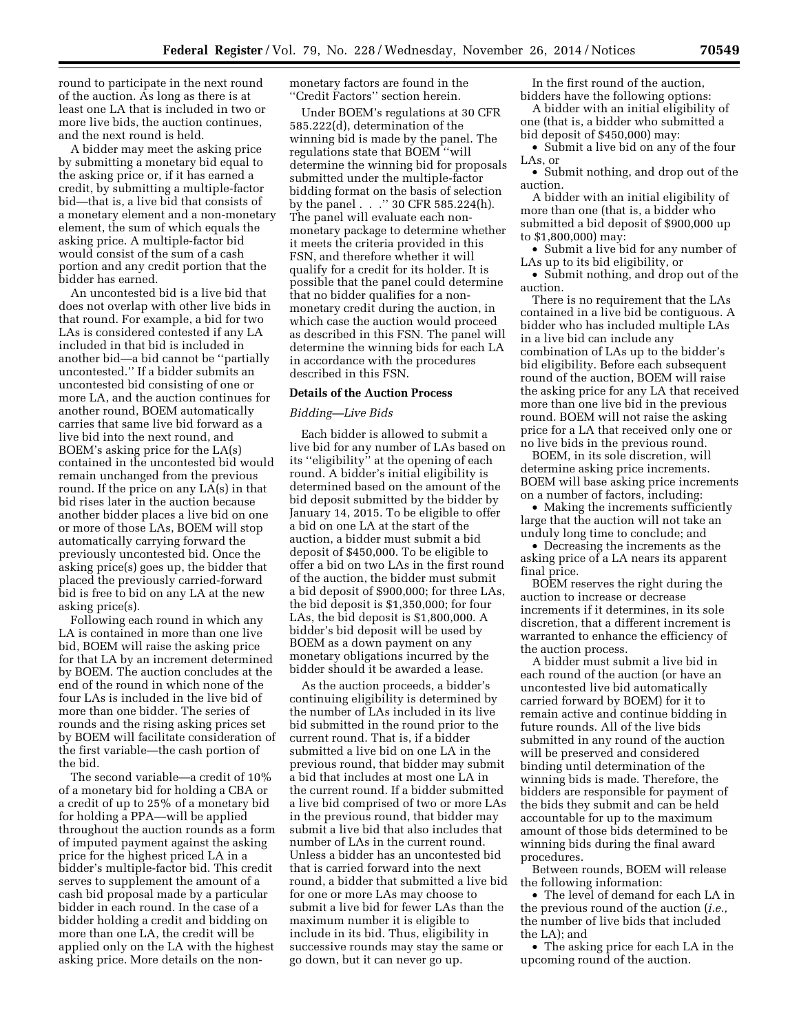round to participate in the next round of the auction. As long as there is at least one LA that is included in two or more live bids, the auction continues, and the next round is held.

A bidder may meet the asking price by submitting a monetary bid equal to the asking price or, if it has earned a credit, by submitting a multiple-factor bid—that is, a live bid that consists of a monetary element and a non-monetary element, the sum of which equals the asking price. A multiple-factor bid would consist of the sum of a cash portion and any credit portion that the bidder has earned.

An uncontested bid is a live bid that does not overlap with other live bids in that round. For example, a bid for two LAs is considered contested if any LA included in that bid is included in another bid—a bid cannot be "partially uncontested." If a bidder submits an uncontested bid consisting of one or more LA, and the auction continues for another round, BOEM automatically carries that same live bid forward as a live bid into the next round, and BOEM's asking price for the LA(s) contained in the uncontested bid would remain unchanged from the previous round. If the price on any LA(s) in that bid rises later in the auction because another bidder places a live bid on one or more of those LAs, BOEM will stop automatically carrying forward the previously uncontested bid. Once the asking price(s) goes up, the bidder that placed the previously carried-forward bid is free to bid on any LA at the new asking price(s).

Following each round in which any LA is contained in more than one live bid, BOEM will raise the asking price for that LA by an increment determined by BOEM. The auction concludes at the end of the round in which none of the four LAs is included in the live bid of more than one bidder. The series of rounds and the rising asking prices set by BOEM will facilitate consideration of the first variable—the cash portion of the bid.

The second variable—a credit of 10% of a monetary bid for holding a CBA or a credit of up to 25% of a monetary bid for holding a PPA—will be applied throughout the auction rounds as a form of imputed payment against the asking price for the highest priced LA in a bidder's multiple-factor bid. This credit serves to supplement the amount of a cash bid proposal made by a particular bidder in each round. In the case of a bidder holding a credit and bidding on more than one LA, the credit will be applied only on the LA with the highest asking price. More details on the non-monetary factors are found in the "Credit Factors" section herein.

Under BOEM's regulations at 30 CFR 585.222(d), determination of the winning bid is made by the panel. The regulations state that BOEM "will determine the winning bid for proposals submitted under the multiple-factor bidding format on the basis of selection by the panel . . ." 30 CFR 585.224(h). The panel will evaluate each non-monetary package to determine whether it meets the criteria provided in this FSN, and therefore whether it will qualify for a credit for its holder. It is possible that the panel could determine that no bidder qualifies for a non-monetary credit during the auction, in which case the auction would proceed as described in this FSN. The panel will determine the winning bids for each LA in accordance with the procedures described in this FSN.

**Details of the Auction Process**

*Bidding—Live Bids*

Each bidder is allowed to submit a live bid for any number of LAs based on its "eligibility" at the opening of each round. A bidder's initial eligibility is determined based on the amount of the bid deposit submitted by the bidder by January 14, 2015. To be eligible to offer a bid on one LA at the start of the auction, a bidder must submit a bid deposit of $450,000. To be eligible to offer a bid on two LAs in the first round of the auction, the bidder must submit a bid deposit of $900,000; for three LAs, the bid deposit is $1,350,000; for four LAs, the bid deposit is $1,800,000. A bidder's bid deposit will be used by BOEM as a down payment on any monetary obligations incurred by the bidder should it be awarded a lease.

As the auction proceeds, a bidder's continuing eligibility is determined by the number of LAs included in its live bid submitted in the round prior to the current round. That is, if a bidder submitted a live bid on one LA in the previous round, that bidder may submit a bid that includes at most one LA in the current round. If a bidder submitted a live bid comprised of two or more LAs in the previous round, that bidder may submit a live bid that also includes that number of LAs in the current round. Unless a bidder has an uncontested bid that is carried forward into the next round, a bidder that submitted a live bid for one or more LAs may choose to submit a live bid for fewer LAs than the maximum number it is eligible to include in its bid. Thus, eligibility in successive rounds may stay the same or go down, but it can never go up.

In the first round of the auction, bidders have the following options:

A bidder with an initial eligibility of one (that is, a bidder who submitted a bid deposit of $450,000) may:

- Submit a live bid on any of the four LAs, or
- Submit nothing, and drop out of the auction.

A bidder with an initial eligibility of more than one (that is, a bidder who submitted a bid deposit of $900,000 up to $1,800,000) may:

- Submit a live bid for any number of LAs up to its bid eligibility, or
- Submit nothing, and drop out of the auction.

There is no requirement that the LAs contained in a live bid be contiguous. A bidder who has included multiple LAs in a live bid can include any combination of LAs up to the bidder's bid eligibility. Before each subsequent round of the auction, BOEM will raise the asking price for any LA that received more than one live bid in the previous round. BOEM will not raise the asking price for a LA that received only one or no live bids in the previous round.

BOEM, in its sole discretion, will determine asking price increments. BOEM will base asking price increments on a number of factors, including:

- Making the increments sufficiently large that the auction will not take an unduly long time to conclude; and
- Decreasing the increments as the asking price of a LA nears its apparent final price.

BOEM reserves the right during the auction to increase or decrease increments if it determines, in its sole discretion, that a different increment is warranted to enhance the efficiency of the auction process.

A bidder must submit a live bid in each round of the auction (or have an uncontested live bid automatically carried forward by BOEM) for it to remain active and continue bidding in future rounds. All of the live bids submitted in any round of the auction will be preserved and considered binding until determination of the winning bids is made. Therefore, the bidders are responsible for payment of the bids they submit and can be held accountable for up to the maximum amount of those bids determined to be winning bids during the final award procedures.

Between rounds, BOEM will release the following information:

- The level of demand for each LA in the previous round of the auction (*i.e.,* the number of live bids that included the LA); and
- The asking price for each LA in the upcoming round of the auction.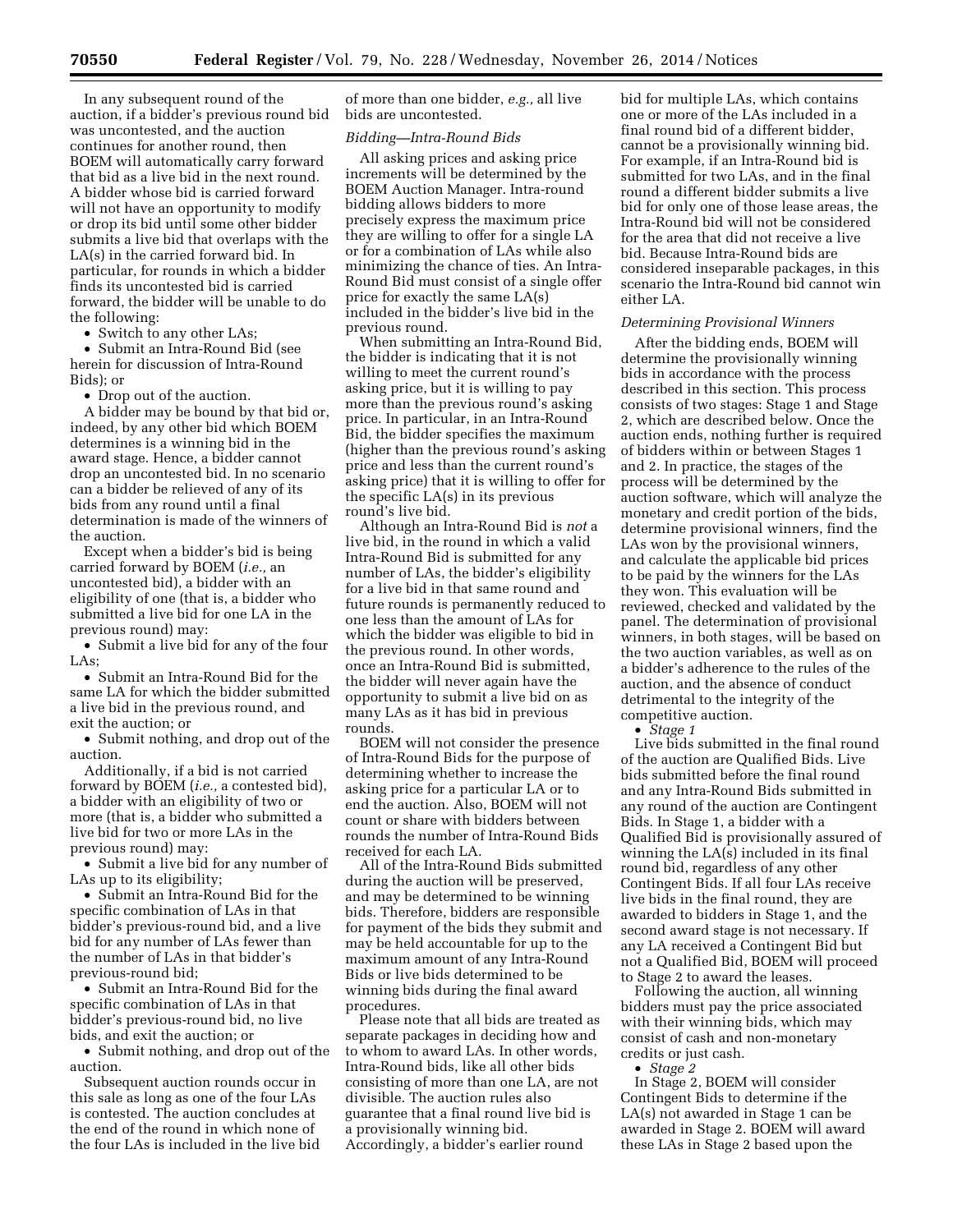In any subsequent round of the auction, if a bidder's previous round bid was uncontested, and the auction continues for another round, then BOEM will automatically carry forward that bid as a live bid in the next round. A bidder whose bid is carried forward will not have an opportunity to modify or drop its bid until some other bidder submits a live bid that overlaps with the LA(s) in the carried forward bid. In particular, for rounds in which a bidder finds its uncontested bid is carried forward, the bidder will be unable to do the following:

- Switch to any other LAs;
- Submit an Intra-Round Bid (see herein for discussion of Intra-Round Bids); or
- Drop out of the auction.

A bidder may be bound by that bid or, indeed, by any other bid which BOEM determines is a winning bid in the award stage. Hence, a bidder cannot drop an uncontested bid. In no scenario can a bidder be relieved of any of its bids from any round until a final determination is made of the winners of the auction.

Except when a bidder's bid is being carried forward by BOEM (*i.e.,* an uncontested bid), a bidder with an eligibility of one (that is, a bidder who submitted a live bid for one LA in the previous round) may:

- Submit a live bid for any of the four LAs;
- Submit an Intra-Round Bid for the same LA for which the bidder submitted a live bid in the previous round, and exit the auction; or
- Submit nothing, and drop out of the auction.

Additionally, if a bid is not carried forward by BOEM (*i.e.,* a contested bid), a bidder with an eligibility of two or more (that is, a bidder who submitted a live bid for two or more LAs in the previous round) may:

- Submit a live bid for any number of LAs up to its eligibility;
- Submit an Intra-Round Bid for the specific combination of LAs in that bidder's previous-round bid, and a live bid for any number of LAs fewer than the number of LAs in that bidder's previous-round bid;
- Submit an Intra-Round Bid for the specific combination of LAs in that bidder's previous-round bid, no live bids, and exit the auction; or
- Submit nothing, and drop out of the auction.

Subsequent auction rounds occur in this sale as long as one of the four LAs is contested. The auction concludes at the end of the round in which none of the four LAs is included in the live bid of more than one bidder, *e.g.,* all live bids are uncontested.

*Bidding—Intra-Round Bids*

All asking prices and asking price increments will be determined by the BOEM Auction Manager. Intra-round bidding allows bidders to more precisely express the maximum price they are willing to offer for a single LA or for a combination of LAs while also minimizing the chance of ties. An Intra-Round Bid must consist of a single offer price for exactly the same LA(s) included in the bidder's live bid in the previous round.

When submitting an Intra-Round Bid, the bidder is indicating that it is not willing to meet the current round's asking price, but it is willing to pay more than the previous round's asking price. In particular, in an Intra-Round Bid, the bidder specifies the maximum (higher than the previous round's asking price and less than the current round's asking price) that it is willing to offer for the specific LA(s) in its previous round's live bid.

Although an Intra-Round Bid is *not* a live bid, in the round in which a valid Intra-Round Bid is submitted for any number of LAs, the bidder's eligibility for a live bid in that same round and future rounds is permanently reduced to one less than the amount of LAs for which the bidder was eligible to bid in the previous round. In other words, once an Intra-Round Bid is submitted, the bidder will never again have the opportunity to submit a live bid on as many LAs as it has bid in previous rounds.

BOEM will not consider the presence of Intra-Round Bids for the purpose of determining whether to increase the asking price for a particular LA or to end the auction. Also, BOEM will not count or share with bidders between rounds the number of Intra-Round Bids received for each LA.

All of the Intra-Round Bids submitted during the auction will be preserved, and may be determined to be winning bids. Therefore, bidders are responsible for payment of the bids they submit and may be held accountable for up to the maximum amount of any Intra-Round Bids or live bids determined to be winning bids during the final award procedures.

Please note that all bids are treated as separate packages in deciding how and to whom to award LAs. In other words, Intra-Round bids, like all other bids consisting of more than one LA, are not divisible. The auction rules also guarantee that a final round live bid is a provisionally winning bid. Accordingly, a bidder's earlier round bid for multiple LAs, which contains one or more of the LAs included in a final round bid of a different bidder, cannot be a provisionally winning bid. For example, if an Intra-Round bid is submitted for two LAs, and in the final round a different bidder submits a live bid for only one of those lease areas, the Intra-Round bid will not be considered for the area that did not receive a live bid. Because Intra-Round bids are considered inseparable packages, in this scenario the Intra-Round bid cannot win either LA.

*Determining Provisional Winners*

After the bidding ends, BOEM will determine the provisionally winning bids in accordance with the process described in this section. This process consists of two stages: Stage 1 and Stage 2, which are described below. Once the auction ends, nothing further is required of bidders within or between Stages 1 and 2. In practice, the stages of the process will be determined by the auction software, which will analyze the monetary and credit portion of the bids, determine provisional winners, find the LAs won by the provisional winners, and calculate the applicable bid prices to be paid by the winners for the LAs they won. This evaluation will be reviewed, checked and validated by the panel. The determination of provisional winners, in both stages, will be based on the two auction variables, as well as on a bidder's adherence to the rules of the auction, and the absence of conduct detrimental to the integrity of the competitive auction.

- *Stage 1*

Live bids submitted in the final round of the auction are Qualified Bids. Live bids submitted before the final round and any Intra-Round Bids submitted in any round of the auction are Contingent Bids. In Stage 1, a bidder with a Qualified Bid is provisionally assured of winning the LA(s) included in its final round bid, regardless of any other Contingent Bids. If all four LAs receive live bids in the final round, they are awarded to bidders in Stage 1, and the second award stage is not necessary. If any LA received a Contingent Bid but not a Qualified Bid, BOEM will proceed to Stage 2 to award the leases.

Following the auction, all winning bidders must pay the price associated with their winning bids, which may consist of cash and non-monetary credits or just cash.

- *Stage 2*

In Stage 2, BOEM will consider Contingent Bids to determine if the LA(s) not awarded in Stage 1 can be awarded in Stage 2. BOEM will award these LAs in Stage 2 based upon the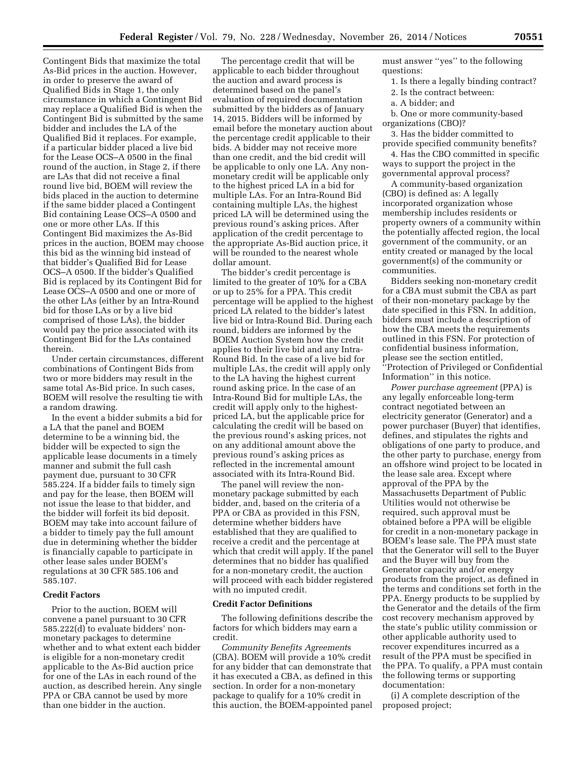Contingent Bids that maximize the total As-Bid prices in the auction. However, in order to preserve the award of Qualified Bids in Stage 1, the only circumstance in which a Contingent Bid may replace a Qualified Bid is when the Contingent Bid is submitted by the same bidder and includes the LA of the Qualified Bid it replaces. For example, if a particular bidder placed a live bid for the Lease OCS–A 0500 in the final round of the auction, in Stage 2, if there are LAs that did not receive a final round live bid, BOEM will review the bids placed in the auction to determine if the same bidder placed a Contingent Bid containing Lease OCS–A 0500 and one or more other LAs. If this Contingent Bid maximizes the As-Bid prices in the auction, BOEM may choose this bid as the winning bid instead of that bidder's Qualified Bid for Lease OCS–A 0500. If the bidder's Qualified Bid is replaced by its Contingent Bid for Lease OCS–A 0500 and one or more of the other LAs (either by an Intra-Round bid for those LAs or by a live bid comprised of those LAs), the bidder would pay the price associated with its Contingent Bid for the LAs contained therein.

Under certain circumstances, different combinations of Contingent Bids from two or more bidders may result in the same total As-Bid price. In such cases, BOEM will resolve the resulting tie with a random drawing.

In the event a bidder submits a bid for a LA that the panel and BOEM determine to be a winning bid, the bidder will be expected to sign the applicable lease documents in a timely manner and submit the full cash payment due, pursuant to 30 CFR 585.224. If a bidder fails to timely sign and pay for the lease, then BOEM will not issue the lease to that bidder, and the bidder will forfeit its bid deposit. BOEM may take into account failure of a bidder to timely pay the full amount due in determining whether the bidder is financially capable to participate in other lease sales under BOEM's regulations at 30 CFR 585.106 and 585.107.

**Credit Factors**

Prior to the auction, BOEM will convene a panel pursuant to 30 CFR 585.222(d) to evaluate bidders' non-monetary packages to determine whether and to what extent each bidder is eligible for a non-monetary credit applicable to the As-Bid auction price for one of the LAs in each round of the auction, as described herein. Any single PPA or CBA cannot be used by more than one bidder in the auction.

The percentage credit that will be applicable to each bidder throughout the auction and award process is determined based on the panel's evaluation of required documentation submitted by the bidders as of January 14, 2015. Bidders will be informed by email before the monetary auction about the percentage credit applicable to their bids. A bidder may not receive more than one credit, and the bid credit will be applicable to only one LA. Any non-monetary credit will be applicable only to the highest priced LA in a bid for multiple LAs. For an Intra-Round Bid containing multiple LAs, the highest priced LA will be determined using the previous round's asking prices. After application of the credit percentage to the appropriate As-Bid auction price, it will be rounded to the nearest whole dollar amount.

The bidder's credit percentage is limited to the greater of 10% for a CBA or up to 25% for a PPA. This credit percentage will be applied to the highest priced LA related to the bidder's latest live bid or Intra-Round Bid. During each round, bidders are informed by the BOEM Auction System how the credit applies to their live bid and any Intra-Round Bid. In the case of a live bid for multiple LAs, the credit will apply only to the LA having the highest current round asking price. In the case of an Intra-Round Bid for multiple LAs, the credit will apply only to the highest-priced LA, but the applicable price for calculating the credit will be based on the previous round's asking prices, not on any additional amount above the previous round's asking prices as reflected in the incremental amount associated with its Intra-Round Bid.

The panel will review the non-monetary package submitted by each bidder, and, based on the criteria of a PPA or CBA as provided in this FSN, determine whether bidders have established that they are qualified to receive a credit and the percentage at which that credit will apply. If the panel determines that no bidder has qualified for a non-monetary credit, the auction will proceed with each bidder registered with no imputed credit.

**Credit Factor Definitions**

The following definitions describe the factors for which bidders may earn a credit.

*Community Benefits Agreements* (CBA). BOEM will provide a 10% credit for any bidder that can demonstrate that it has executed a CBA, as defined in this section. In order for a non-monetary package to qualify for a 10% credit in this auction, the BOEM-appointed panel must answer ''yes'' to the following questions:

1. Is there a legally binding contract?
2. Is the contract between:
   a. A bidder; and
   b. One or more community-based organizations (CBO)?
3. Has the bidder committed to provide specified community benefits?
4. Has the CBO committed in specific ways to support the project in the governmental approval process?

A community-based organization (CBO) is defined as: A legally incorporated organization whose membership includes residents or property owners of a community within the potentially affected region, the local government of the community, or an entity created or managed by the local government(s) of the community or communities.

Bidders seeking non-monetary credit for a CBA must submit the CBA as part of their non-monetary package by the date specified in this FSN. In addition, bidders must include a description of how the CBA meets the requirements outlined in this FSN. For protection of confidential business information, please see the section entitled, ''Protection of Privileged or Confidential Information'' in this notice.

*Power purchase agreement* (PPA) is any legally enforceable long-term contract negotiated between an electricity generator (Generator) and a power purchaser (Buyer) that identifies, defines, and stipulates the rights and obligations of one party to produce, and the other party to purchase, energy from an offshore wind project to be located in the lease sale area. Except where approval of the PPA by the Massachusetts Department of Public Utilities would not otherwise be required, such approval must be obtained before a PPA will be eligible for credit in a non-monetary package in BOEM's lease sale. The PPA must state that the Generator will sell to the Buyer and the Buyer will buy from the Generator capacity and/or energy products from the project, as defined in the terms and conditions set forth in the PPA. Energy products to be supplied by the Generator and the details of the firm cost recovery mechanism approved by the state's public utility commission or other applicable authority used to recover expenditures incurred as a result of the PPA must be specified in the PPA. To qualify, a PPA must contain the following terms or supporting documentation:

(i) A complete description of the proposed project;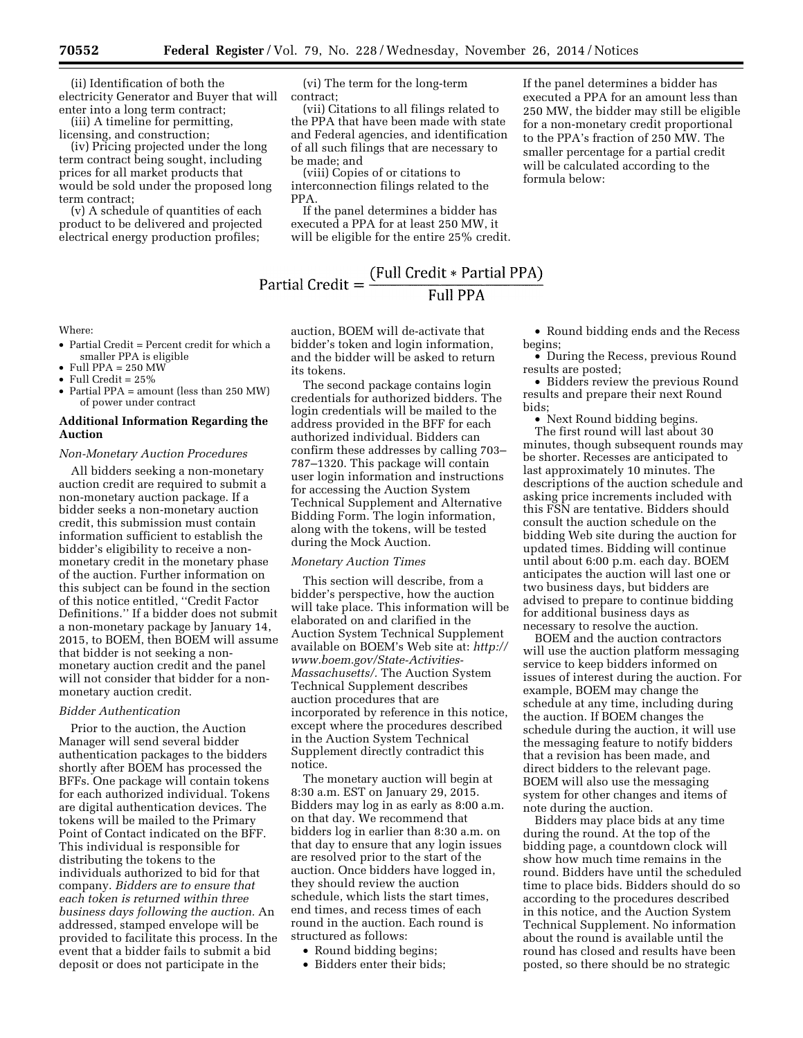(ii) Identification of both the electricity Generator and Buyer that will enter into a long term contract;

(iii) A timeline for permitting, licensing, and construction;

(iv) Pricing projected under the long term contract being sought, including prices for all market products that would be sold under the proposed long term contract;

(v) A schedule of quantities of each product to be delivered and projected electrical energy production profiles;

(vi) The term for the long-term contract;

(vii) Citations to all filings related to the PPA that have been made with state and Federal agencies, and identification of all such filings that are necessary to be made; and

(viii) Copies of or citations to interconnection filings related to the PPA.

If the panel determines a bidder has executed a PPA for at least 250 MW, it will be eligible for the entire 25% credit. If the panel determines a bidder has executed a PPA for an amount less than 250 MW, the bidder may still be eligible for a non-monetary credit proportional to the PPA's fraction of 250 MW. The smaller percentage for a partial credit will be calculated according to the formula below:

$$\text{Partial Credit} = \frac{(\text{Full Credit} * \text{Partial PPA})}{\text{Full PPA}}$$

Where:

- Partial Credit = Percent credit for which a smaller PPA is eligible
- Full PPA = 250 MW
- Full Credit = 25%
- Partial PPA = amount (less than 250 MW) of power under contract

## Additional Information Regarding the Auction

### *Non-Monetary Auction Procedures*

All bidders seeking a non-monetary auction credit are required to submit a non-monetary auction package. If a bidder seeks a non-monetary auction credit, this submission must contain information sufficient to establish the bidder's eligibility to receive a non-monetary credit in the monetary phase of the auction. Further information on this subject can be found in the section of this notice entitled, ''Credit Factor Definitions.'' If a bidder does not submit a non-monetary package by January 14, 2015, to BOEM, then BOEM will assume that bidder is not seeking a non-monetary auction credit and the panel will not consider that bidder for a non-monetary auction credit.

### *Bidder Authentication*

Prior to the auction, the Auction Manager will send several bidder authentication packages to the bidders shortly after BOEM has processed the BFFs. One package will contain tokens for each authorized individual. Tokens are digital authentication devices. The tokens will be mailed to the Primary Point of Contact indicated on the BFF. This individual is responsible for distributing the tokens to the individuals authorized to bid for that company. *Bidders are to ensure that each token is returned within three business days following the auction.* An addressed, stamped envelope will be provided to facilitate this process. In the event that a bidder fails to submit a bid deposit or does not participate in the auction, BOEM will de-activate that bidder's token and login information, and the bidder will be asked to return its tokens.

The second package contains login credentials for authorized bidders. The login credentials will be mailed to the address provided in the BFF for each authorized individual. Bidders can confirm these addresses by calling 703–787–1320. This package will contain user login information and instructions for accessing the Auction System Technical Supplement and Alternative Bidding Form. The login information, along with the tokens, will be tested during the Mock Auction.

### *Monetary Auction Times*

This section will describe, from a bidder's perspective, how the auction will take place. This information will be elaborated on and clarified in the Auction System Technical Supplement available on BOEM's Web site at: *http://www.boem.gov/State-Activities-Massachusetts/.* The Auction System Technical Supplement describes auction procedures that are incorporated by reference in this notice, except where the procedures described in the Auction System Technical Supplement directly contradict this notice.

The monetary auction will begin at 8:30 a.m. EST on January 29, 2015. Bidders may log in as early as 8:00 a.m. on that day. We recommend that bidders log in earlier than 8:30 a.m. on that day to ensure that any login issues are resolved prior to the start of the auction. Once bidders have logged in, they should review the auction schedule, which lists the start times, end times, and recess times of each round in the auction. Each round is structured as follows:

- Round bidding begins;
- Bidders enter their bids;
- Round bidding ends and the Recess begins;
- During the Recess, previous Round results are posted;
- Bidders review the previous Round results and prepare their next Round bids;
- Next Round bidding begins.

The first round will last about 30 minutes, though subsequent rounds may be shorter. Recesses are anticipated to last approximately 10 minutes. The descriptions of the auction schedule and asking price increments included with this FSN are tentative. Bidders should consult the auction schedule on the bidding Web site during the auction for updated times. Bidding will continue until about 6:00 p.m. each day. BOEM anticipates the auction will last one or two business days, but bidders are advised to prepare to continue bidding for additional business days as necessary to resolve the auction.

BOEM and the auction contractors will use the auction platform messaging service to keep bidders informed on issues of interest during the auction. For example, BOEM may change the schedule at any time, including during the auction. If BOEM changes the schedule during the auction, it will use the messaging feature to notify bidders that a revision has been made, and direct bidders to the relevant page. BOEM will also use the messaging system for other changes and items of note during the auction.

Bidders may place bids at any time during the round. At the top of the bidding page, a countdown clock will show how much time remains in the round. Bidders have until the scheduled time to place bids. Bidders should do so according to the procedures described in this notice, and the Auction System Technical Supplement. No information about the round is available until the round has closed and results have been posted, so there should be no strategic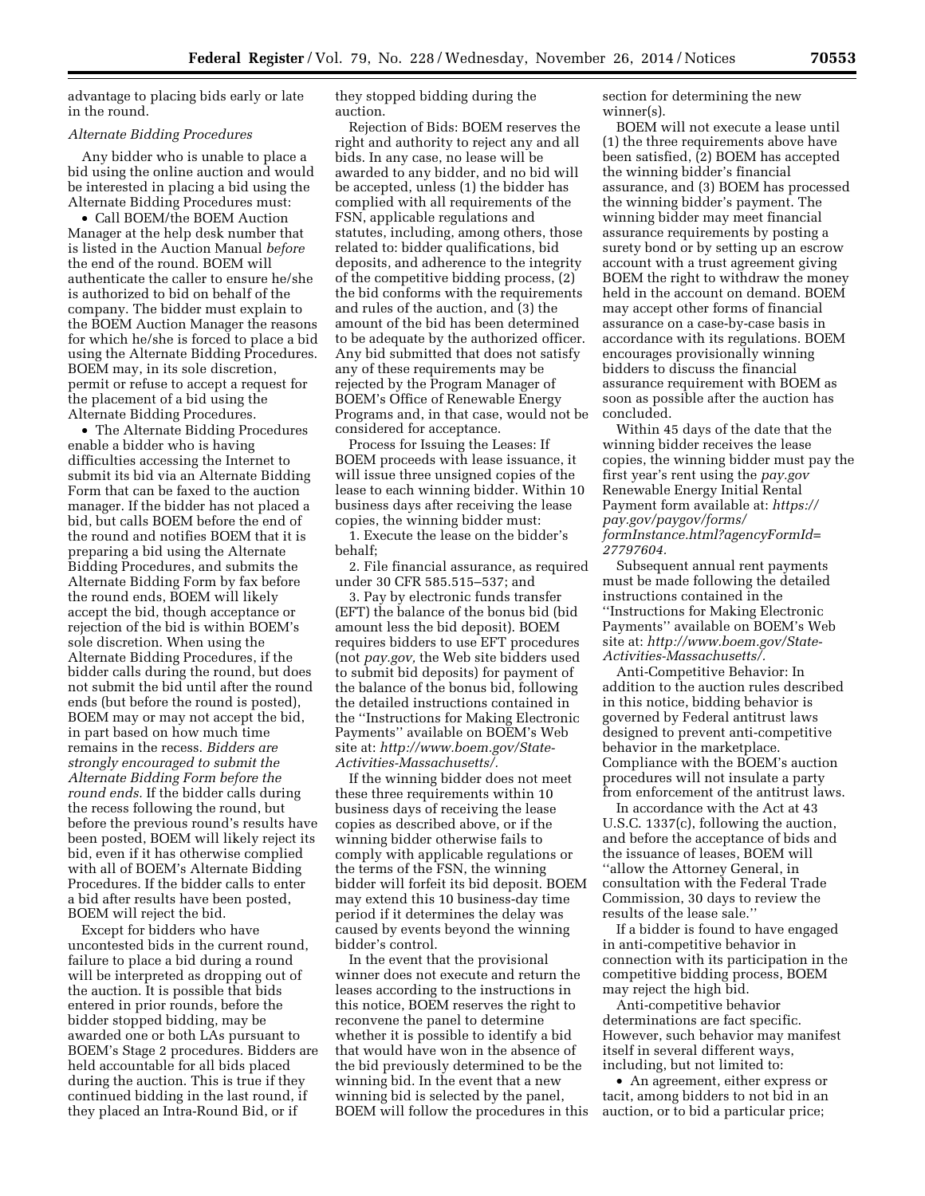advantage to placing bids early or late in the round.

*Alternate Bidding Procedures*

Any bidder who is unable to place a bid using the online auction and would be interested in placing a bid using the Alternate Bidding Procedures must:

- Call BOEM/the BOEM Auction Manager at the help desk number that is listed in the Auction Manual *before* the end of the round. BOEM will authenticate the caller to ensure he/she is authorized to bid on behalf of the company. The bidder must explain to the BOEM Auction Manager the reasons for which he/she is forced to place a bid using the Alternate Bidding Procedures. BOEM may, in its sole discretion, permit or refuse to accept a request for the placement of a bid using the Alternate Bidding Procedures.
- The Alternate Bidding Procedures enable a bidder who is having difficulties accessing the Internet to submit its bid via an Alternate Bidding Form that can be faxed to the auction manager. If the bidder has not placed a bid, but calls BOEM before the end of the round and notifies BOEM that it is preparing a bid using the Alternate Bidding Procedures, and submits the Alternate Bidding Form by fax before the round ends, BOEM will likely accept the bid, though acceptance or rejection of the bid is within BOEM's sole discretion. When using the Alternate Bidding Procedures, if the bidder calls during the round, but does not submit the bid until after the round ends (but before the round is posted), BOEM may or may not accept the bid, in part based on how much time remains in the recess. *Bidders are strongly encouraged to submit the Alternate Bidding Form before the round ends.* If the bidder calls during the recess following the round, but before the previous round's results have been posted, BOEM will likely reject its bid, even if it has otherwise complied with all of BOEM's Alternate Bidding Procedures. If the bidder calls to enter a bid after results have been posted, BOEM will reject the bid.

Except for bidders who have uncontested bids in the current round, failure to place a bid during a round will be interpreted as dropping out of the auction. It is possible that bids entered in prior rounds, before the bidder stopped bidding, may be awarded one or both LAs pursuant to BOEM's Stage 2 procedures. Bidders are held accountable for all bids placed during the auction. This is true if they continued bidding in the last round, if they placed an Intra-Round Bid, or if they stopped bidding during the auction.

Rejection of Bids: BOEM reserves the right and authority to reject any and all bids. In any case, no lease will be awarded to any bidder, and no bid will be accepted, unless (1) the bidder has complied with all requirements of the FSN, applicable regulations and statutes, including, among others, those related to: bidder qualifications, bid deposits, and adherence to the integrity of the competitive bidding process, (2) the bid conforms with the requirements and rules of the auction, and (3) the amount of the bid has been determined to be adequate by the authorized officer. Any bid submitted that does not satisfy any of these requirements may be rejected by the Program Manager of BOEM's Office of Renewable Energy Programs and, in that case, would not be considered for acceptance.

Process for Issuing the Leases: If BOEM proceeds with lease issuance, it will issue three unsigned copies of the lease to each winning bidder. Within 10 business days after receiving the lease copies, the winning bidder must:

1. Execute the lease on the bidder's behalf;
2. File financial assurance, as required under 30 CFR 585.515–537; and
3. Pay by electronic funds transfer (EFT) the balance of the bonus bid (bid amount less the bid deposit). BOEM requires bidders to use EFT procedures (not *pay.gov,* the Web site bidders used to submit bid deposits) for payment of the balance of the bonus bid, following the detailed instructions contained in the ''Instructions for Making Electronic Payments'' available on BOEM's Web site at: *http://www.boem.gov/State-Activities-Massachusetts/.*

If the winning bidder does not meet these three requirements within 10 business days of receiving the lease copies as described above, or if the winning bidder otherwise fails to comply with applicable regulations or the terms of the FSN, the winning bidder will forfeit its bid deposit. BOEM may extend this 10 business-day time period if it determines the delay was caused by events beyond the winning bidder's control.

In the event that the provisional winner does not execute and return the leases according to the instructions in this notice, BOEM reserves the right to reconvene the panel to determine whether it is possible to identify a bid that would have won in the absence of the bid previously determined to be the winning bid. In the event that a new winning bid is selected by the panel, BOEM will follow the procedures in this section for determining the new winner(s).

BOEM will not execute a lease until (1) the three requirements above have been satisfied, (2) BOEM has accepted the winning bidder's financial assurance, and (3) BOEM has processed the winning bidder's payment. The winning bidder may meet financial assurance requirements by posting a surety bond or by setting up an escrow account with a trust agreement giving BOEM the right to withdraw the money held in the account on demand. BOEM may accept other forms of financial assurance on a case-by-case basis in accordance with its regulations. BOEM encourages provisionally winning bidders to discuss the financial assurance requirement with BOEM as soon as possible after the auction has concluded.

Within 45 days of the date that the winning bidder receives the lease copies, the winning bidder must pay the first year's rent using the *pay.gov* Renewable Energy Initial Rental Payment form available at: *https://pay.gov/paygov/forms/formInstance.html?agencyFormId=27797604.*

Subsequent annual rent payments must be made following the detailed instructions contained in the ''Instructions for Making Electronic Payments'' available on BOEM's Web site at: *http://www.boem.gov/State-Activities-Massachusetts/.*

Anti-Competitive Behavior: In addition to the auction rules described in this notice, bidding behavior is governed by Federal antitrust laws designed to prevent anti-competitive behavior in the marketplace. Compliance with the BOEM's auction procedures will not insulate a party from enforcement of the antitrust laws.

In accordance with the Act at 43 U.S.C. 1337(c), following the auction, and before the acceptance of bids and the issuance of leases, BOEM will ''allow the Attorney General, in consultation with the Federal Trade Commission, 30 days to review the results of the lease sale.''

If a bidder is found to have engaged in anti-competitive behavior in connection with its participation in the competitive bidding process, BOEM may reject the high bid.

Anti-competitive behavior determinations are fact specific. However, such behavior may manifest itself in several different ways, including, but not limited to:

- An agreement, either express or tacit, among bidders to not bid in an auction, or to bid a particular price;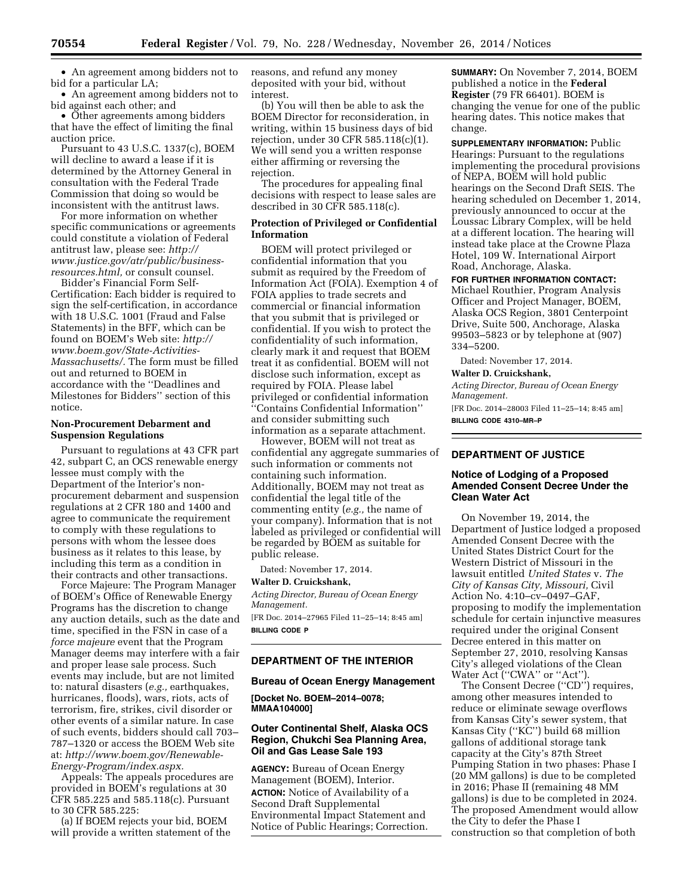• An agreement among bidders not to bid for a particular LA;

• An agreement among bidders not to bid against each other; and

• Other agreements among bidders that have the effect of limiting the final auction price.

Pursuant to 43 U.S.C. 1337(c), BOEM will decline to award a lease if it is determined by the Attorney General in consultation with the Federal Trade Commission that doing so would be inconsistent with the antitrust laws.

For more information on whether specific communications or agreements could constitute a violation of Federal antitrust law, please see: *http://www.justice.gov/atr/public/business-resources.html,* or consult counsel.

Bidder's Financial Form Self-Certification: Each bidder is required to sign the self-certification, in accordance with 18 U.S.C. 1001 (Fraud and False Statements) in the BFF, which can be found on BOEM's Web site: *http://www.boem.gov/State-Activities-Massachusetts/.* The form must be filled out and returned to BOEM in accordance with the ''Deadlines and Milestones for Bidders'' section of this notice.

### Non-Procurement Debarment and Suspension Regulations

Pursuant to regulations at 43 CFR part 42, subpart C, an OCS renewable energy lessee must comply with the Department of the Interior's non-procurement debarment and suspension regulations at 2 CFR 180 and 1400 and agree to communicate the requirement to comply with these regulations to persons with whom the lessee does business as it relates to this lease, by including this term as a condition in their contracts and other transactions.

Force Majeure: The Program Manager of BOEM's Office of Renewable Energy Programs has the discretion to change any auction details, such as the date and time, specified in the FSN in case of a *force majeure* event that the Program Manager deems may interfere with a fair and proper lease sale process. Such events may include, but are not limited to: natural disasters (*e.g.,* earthquakes, hurricanes, floods), wars, riots, acts of terrorism, fire, strikes, civil disorder or other events of a similar nature. In case of such events, bidders should call 703–787–1320 or access the BOEM Web site at: *http://www.boem.gov/Renewable-Energy-Program/index.aspx.*

Appeals: The appeals procedures are provided in BOEM's regulations at 30 CFR 585.225 and 585.118(c). Pursuant to 30 CFR 585.225:

(a) If BOEM rejects your bid, BOEM will provide a written statement of the reasons, and refund any money deposited with your bid, without interest.

(b) You will then be able to ask the BOEM Director for reconsideration, in writing, within 15 business days of bid rejection, under 30 CFR 585.118(c)(1). We will send you a written response either affirming or reversing the rejection.

The procedures for appealing final decisions with respect to lease sales are described in 30 CFR 585.118(c).

### Protection of Privileged or Confidential Information

BOEM will protect privileged or confidential information that you submit as required by the Freedom of Information Act (FOIA). Exemption 4 of FOIA applies to trade secrets and commercial or financial information that you submit that is privileged or confidential. If you wish to protect the confidentiality of such information, clearly mark it and request that BOEM treat it as confidential. BOEM will not disclose such information, except as required by FOIA. Please label privileged or confidential information ''Contains Confidential Information'' and consider submitting such information as a separate attachment.

However, BOEM will not treat as confidential any aggregate summaries of such information or comments not containing such information. Additionally, BOEM may not treat as confidential the legal title of the commenting entity (*e.g.,* the name of your company). Information that is not labeled as privileged or confidential will be regarded by BOEM as suitable for public release.

Dated: November 17, 2014.

**Walter D. Cruickshank,**

*Acting Director, Bureau of Ocean Energy Management.*

[FR Doc. 2014–27965 Filed 11–25–14; 8:45 am]

**BILLING CODE P**

## DEPARTMENT OF THE INTERIOR

### Bureau of Ocean Energy Management

**[Docket No. BOEM–2014–0078; MMAA104000]**

### Outer Continental Shelf, Alaska OCS Region, Chukchi Sea Planning Area, Oil and Gas Lease Sale 193

**AGENCY:** Bureau of Ocean Energy Management (BOEM), Interior.

**ACTION:** Notice of Availability of a Second Draft Supplemental Environmental Impact Statement and Notice of Public Hearings; Correction.

**SUMMARY:** On November 7, 2014, BOEM published a notice in the **Federal Register** (79 FR 66401). BOEM is changing the venue for one of the public hearing dates. This notice makes that change.

**SUPPLEMENTARY INFORMATION:** Public Hearings: Pursuant to the regulations implementing the procedural provisions of NEPA, BOEM will hold public hearings on the Second Draft SEIS. The hearing scheduled on December 1, 2014, previously announced to occur at the Loussac Library Complex, will be held at a different location. The hearing will instead take place at the Crowne Plaza Hotel, 109 W. International Airport Road, Anchorage, Alaska.

**FOR FURTHER INFORMATION CONTACT:** Michael Routhier, Program Analysis Officer and Project Manager, BOEM, Alaska OCS Region, 3801 Centerpoint Drive, Suite 500, Anchorage, Alaska 99503–5823 or by telephone at (907) 334–5200.

Dated: November 17, 2014.

**Walter D. Cruickshank,**

*Acting Director, Bureau of Ocean Energy Management.*

[FR Doc. 2014–28003 Filed 11–25–14; 8:45 am]

**BILLING CODE 4310–MR–P**

## DEPARTMENT OF JUSTICE

### Notice of Lodging of a Proposed Amended Consent Decree Under the Clean Water Act

On November 19, 2014, the Department of Justice lodged a proposed Amended Consent Decree with the United States District Court for the Western District of Missouri in the lawsuit entitled *United States* v. *The City of Kansas City, Missouri,* Civil Action No. 4:10–cv–0497–GAF, proposing to modify the implementation schedule for certain injunctive measures required under the original Consent Decree entered in this matter on September 27, 2010, resolving Kansas City's alleged violations of the Clean Water Act (''CWA'' or ''Act'').

The Consent Decree (''CD'') requires, among other measures intended to reduce or eliminate sewage overflows from Kansas City's sewer system, that Kansas City (''KC'') build 68 million gallons of additional storage tank capacity at the City's 87th Street Pumping Station in two phases: Phase I (20 MM gallons) is due to be completed in 2016; Phase II (remaining 48 MM gallons) is due to be completed in 2024. The proposed Amendment would allow the City to defer the Phase I construction so that completion of both